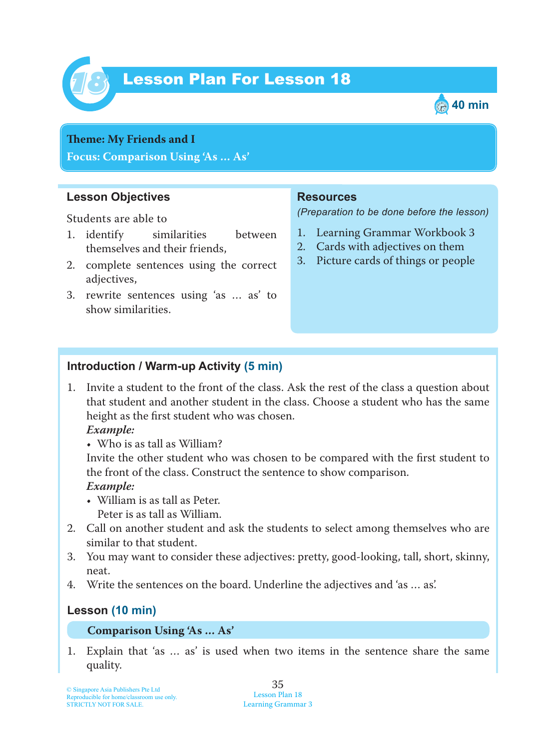# Lesson Plan For Lesson 18

40 min

**Theme: My Friends and I**
**Focus: Comparison Using 'As … As'**

## Lesson Objectives

Students are able to

1. identify similarities between themselves and their friends,
2. complete sentences using the correct adjectives,
3. rewrite sentences using 'as … as' to show similarities.

## Resources

*(Preparation to be done before the lesson)*

1. Learning Grammar Workbook 3
2. Cards with adjectives on them
3. Picture cards of things or people

## Introduction / Warm-up Activity (5 min)

1. Invite a student to the front of the class. Ask the rest of the class a question about that student and another student in the class. Choose a student who has the same height as the first student who was chosen.

   ***Example:***
   - Who is as tall as William?

   Invite the other student who was chosen to be compared with the first student to the front of the class. Construct the sentence to show comparison.

   ***Example:***
   - William is as tall as Peter.
     Peter is as tall as William.
2. Call on another student and ask the students to select among themselves who are similar to that student.
3. You may want to consider these adjectives: pretty, good-looking, tall, short, skinny, neat.
4. Write the sentences on the board. Underline the adjectives and 'as … as'.

## Lesson (10 min)

**Comparison Using 'As … As'**

1. Explain that 'as … as' is used when two items in the sentence share the same quality.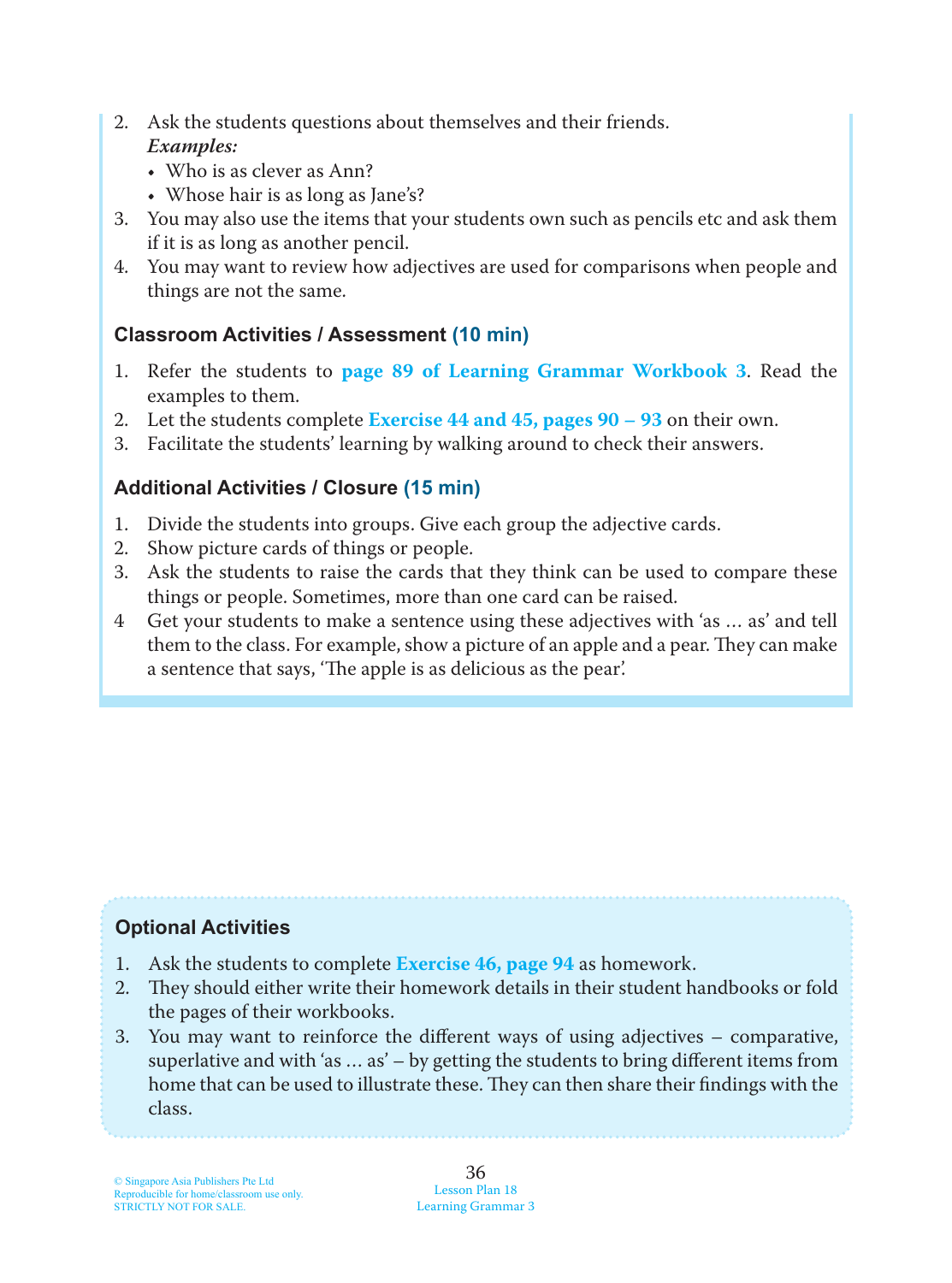2. Ask the students questions about themselves and their friends.
   ***Examples:***
   - Who is as clever as Ann?
   - Whose hair is as long as Jane's?
3. You may also use the items that your students own such as pencils etc and ask them if it is as long as another pencil.
4. You may want to review how adjectives are used for comparisons when people and things are not the same.

### Classroom Activities / Assessment (10 min)

1. Refer the students to **page 89 of Learning Grammar Workbook 3**. Read the examples to them.
2. Let the students complete **Exercise 44 and 45, pages 90 – 93** on their own.
3. Facilitate the students' learning by walking around to check their answers.

### Additional Activities / Closure (15 min)

1. Divide the students into groups. Give each group the adjective cards.
2. Show picture cards of things or people.
3. Ask the students to raise the cards that they think can be used to compare these things or people. Sometimes, more than one card can be raised.
4. Get your students to make a sentence using these adjectives with 'as … as' and tell them to the class. For example, show a picture of an apple and a pear. They can make a sentence that says, 'The apple is as delicious as the pear'.

### Optional Activities

1. Ask the students to complete **Exercise 46, page 94** as homework.
2. They should either write their homework details in their student handbooks or fold the pages of their workbooks.
3. You may want to reinforce the different ways of using adjectives – comparative, superlative and with 'as … as' – by getting the students to bring different items from home that can be used to illustrate these. They can then share their findings with the class.